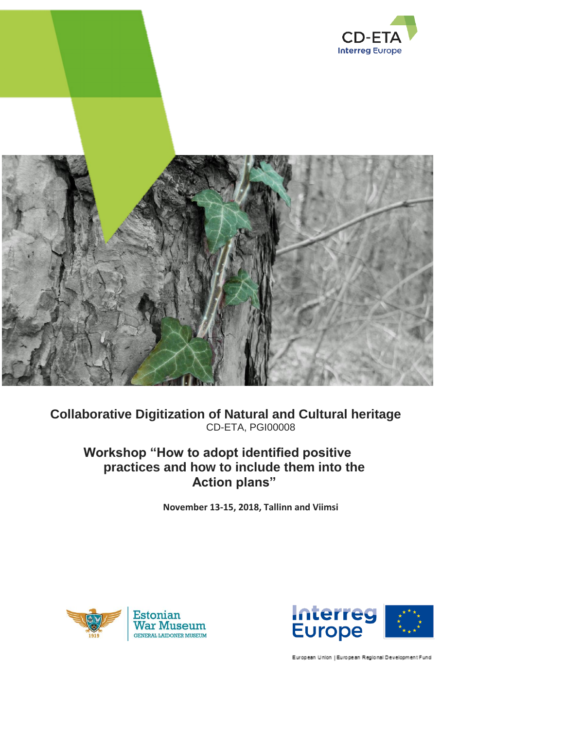# Collaborative Digitization of Natural and Cultural heritage

CD-ETA, PGI00008

## Workshop "How to adopt identified positive practices and how to include them into the Action plans"

**November 13-15, 2018, Tallinn and Viimsi**

European Union | European Regional Development Fund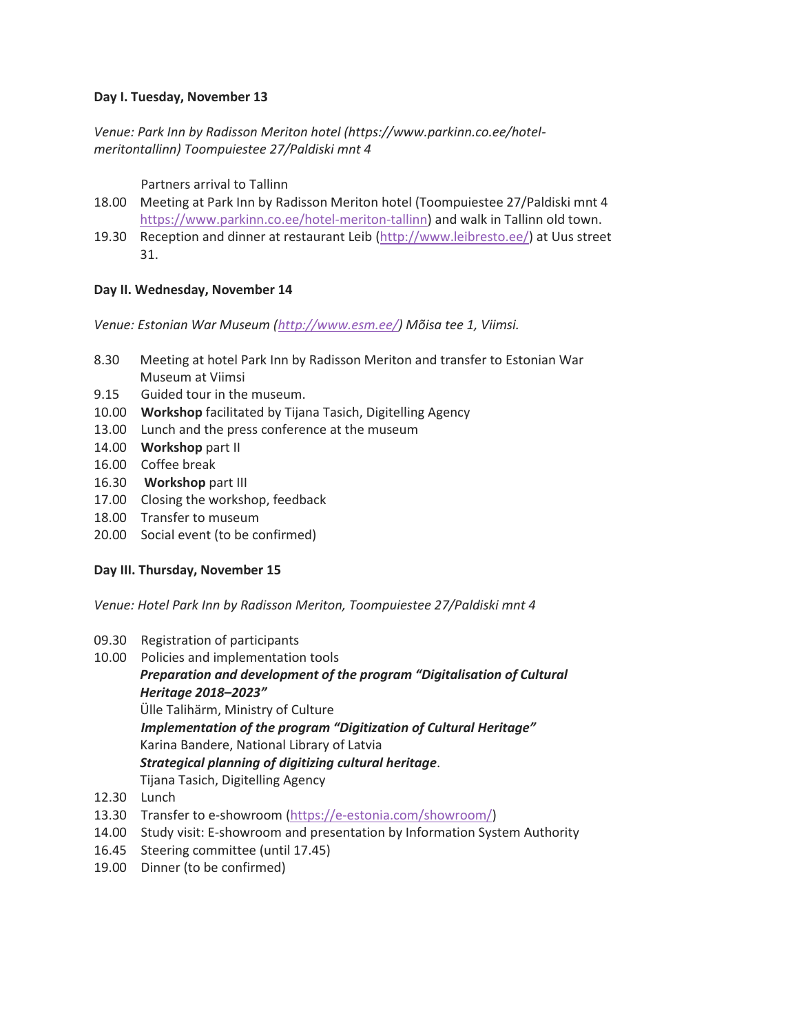**Day I. Tuesday, November 13**

*Venue: Park Inn by Radisson Meriton hotel (https://www.parkinn.co.ee/hotel-meritontallinn) Toompuiestee 27/Paldiski mnt 4*

Partners arrival to Tallinn

18.00 Meeting at Park Inn by Radisson Meriton hotel (Toompuiestee 27/Paldiski mnt 4 https://www.parkinn.co.ee/hotel-meriton-tallinn) and walk in Tallinn old town.

19.30 Reception and dinner at restaurant Leib (http://www.leibresto.ee/) at Uus street 31.

**Day II. Wednesday, November 14**

*Venue: Estonian War Museum (http://www.esm.ee/) Mõisa tee 1, Viimsi.*

8.30 Meeting at hotel Park Inn by Radisson Meriton and transfer to Estonian War Museum at Viimsi

9.15 Guided tour in the museum.

10.00 **Workshop** facilitated by Tijana Tasich, Digitelling Agency

13.00 Lunch and the press conference at the museum

14.00 **Workshop** part II

16.00 Coffee break

16.30 **Workshop** part III

17.00 Closing the workshop, feedback

18.00 Transfer to museum

20.00 Social event (to be confirmed)

**Day III. Thursday, November 15**

*Venue: Hotel Park Inn by Radisson Meriton, Toompuiestee 27/Paldiski mnt 4*

09.30 Registration of participants

10.00 Policies and implementation tools

***Preparation and development of the program "Digitalisation of Cultural Heritage 2018–2023"***
Ülle Talihärm, Ministry of Culture

***Implementation of the program "Digitization of Cultural Heritage"***
Karina Bandere, National Library of Latvia

***Strategical planning of digitizing cultural heritage***.
Tijana Tasich, Digitelling Agency

12.30 Lunch

13.30 Transfer to e-showroom (https://e-estonia.com/showroom/)

14.00 Study visit: E-showroom and presentation by Information System Authority

16.45 Steering committee (until 17.45)

19.00 Dinner (to be confirmed)